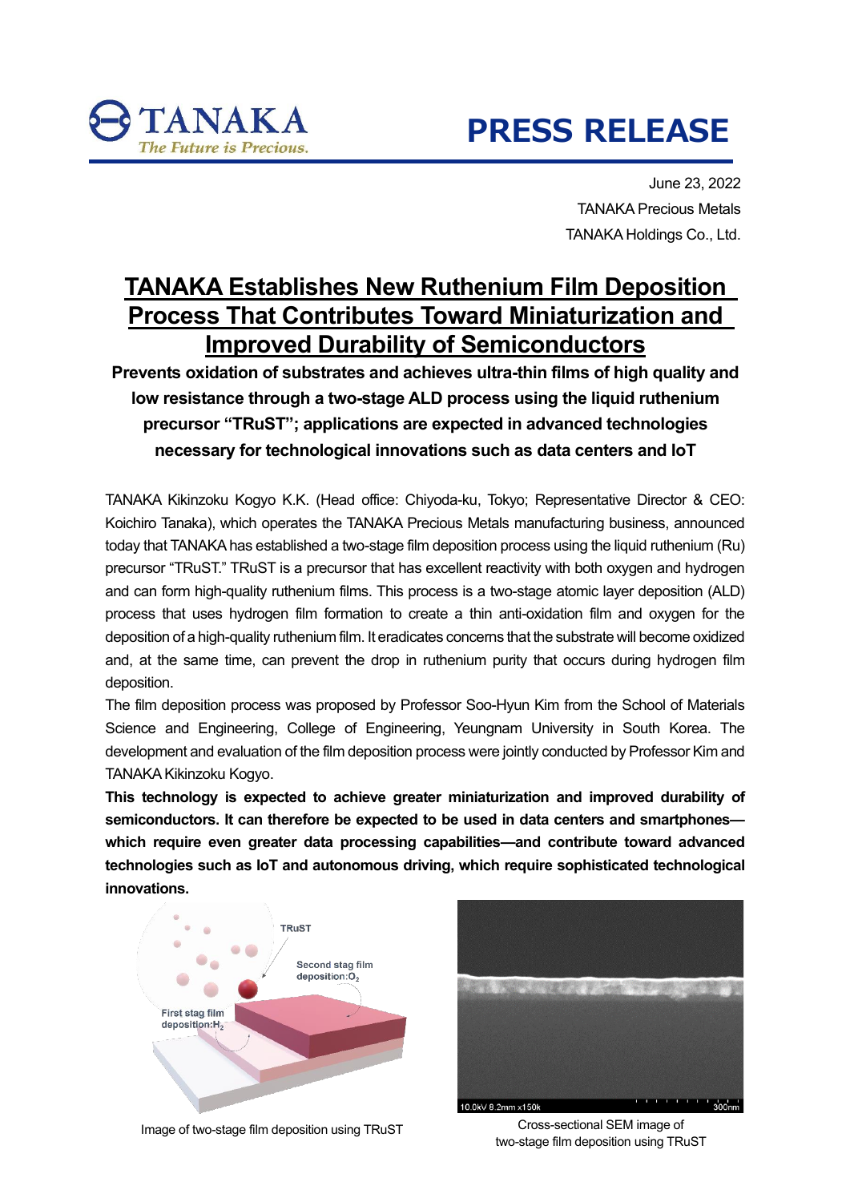TANAKA
*The Future is Precious.*

# PRESS RELEASE

June 23, 2022
TANAKA Precious Metals
TANAKA Holdings Co., Ltd.

# TANAKA Establishes New Ruthenium Film Deposition Process That Contributes Toward Miniaturization and Improved Durability of Semiconductors

**Prevents oxidation of substrates and achieves ultra-thin films of high quality and low resistance through a two-stage ALD process using the liquid ruthenium precursor "TRuST"; applications are expected in advanced technologies necessary for technological innovations such as data centers and IoT**

TANAKA Kikinzoku Kogyo K.K. (Head office: Chiyoda-ku, Tokyo; Representative Director & CEO: Koichiro Tanaka), which operates the TANAKA Precious Metals manufacturing business, announced today that TANAKA has established a two-stage film deposition process using the liquid ruthenium (Ru) precursor "TRuST." TRuST is a precursor that has excellent reactivity with both oxygen and hydrogen and can form high-quality ruthenium films. This process is a two-stage atomic layer deposition (ALD) process that uses hydrogen film formation to create a thin anti-oxidation film and oxygen for the deposition of a high-quality ruthenium film. It eradicates concerns that the substrate will become oxidized and, at the same time, can prevent the drop in ruthenium purity that occurs during hydrogen film deposition.

The film deposition process was proposed by Professor Soo-Hyun Kim from the School of Materials Science and Engineering, College of Engineering, Yeungnam University in South Korea. The development and evaluation of the film deposition process were jointly conducted by Professor Kim and TANAKA Kikinzoku Kogyo.

**This technology is expected to achieve greater miniaturization and improved durability of semiconductors. It can therefore be expected to be used in data centers and smartphones—which require even greater data processing capabilities—and contribute toward advanced technologies such as IoT and autonomous driving, which require sophisticated technological innovations.**

TRuST
Second stag film deposition: $O_2$
First stag film deposition: $H_2$

Image of two-stage film deposition using TRuST

10.0kV 8.2mm x150k 300nm

Cross-sectional SEM image of two-stage film deposition using TRuST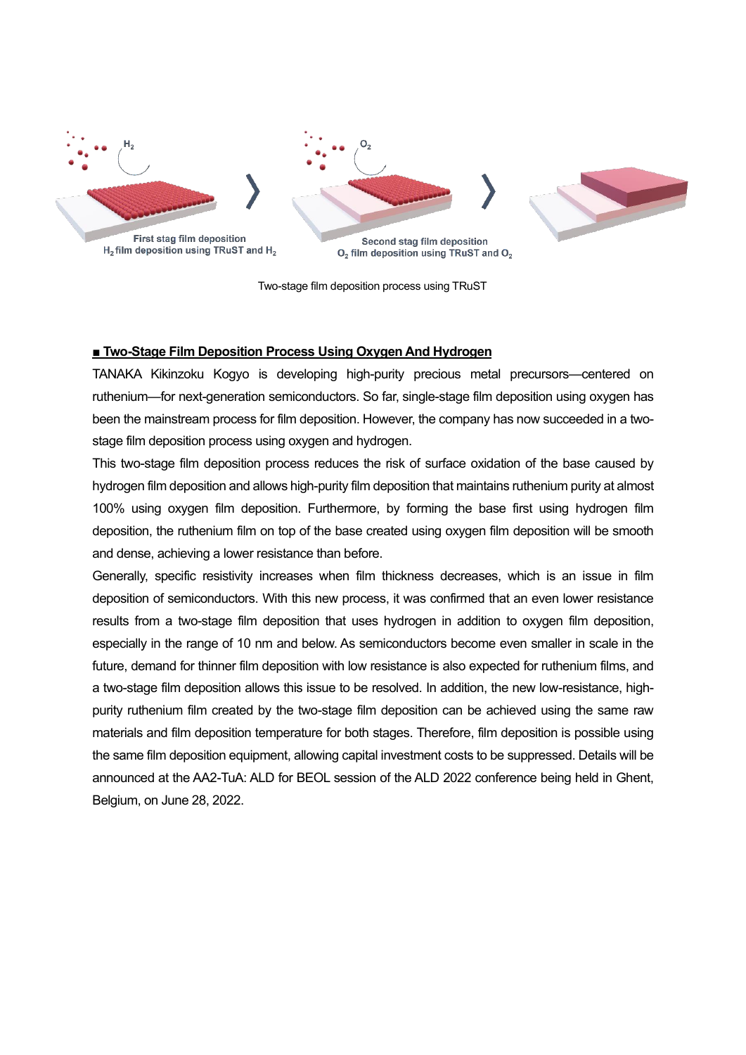First stag film deposition
$H_2$ film deposition using TRuST and $H_2$

Second stag film deposition
$O_2$ film deposition using TRuST and $O_2$

Two-stage film deposition process using TRuST

**■ Two-Stage Film Deposition Process Using Oxygen And Hydrogen**

TANAKA Kikinzoku Kogyo is developing high-purity precious metal precursors—centered on ruthenium—for next-generation semiconductors. So far, single-stage film deposition using oxygen has been the mainstream process for film deposition. However, the company has now succeeded in a two-stage film deposition process using oxygen and hydrogen.

This two-stage film deposition process reduces the risk of surface oxidation of the base caused by hydrogen film deposition and allows high-purity film deposition that maintains ruthenium purity at almost 100% using oxygen film deposition. Furthermore, by forming the base first using hydrogen film deposition, the ruthenium film on top of the base created using oxygen film deposition will be smooth and dense, achieving a lower resistance than before.

Generally, specific resistivity increases when film thickness decreases, which is an issue in film deposition of semiconductors. With this new process, it was confirmed that an even lower resistance results from a two-stage film deposition that uses hydrogen in addition to oxygen film deposition, especially in the range of 10 nm and below. As semiconductors become even smaller in scale in the future, demand for thinner film deposition with low resistance is also expected for ruthenium films, and a two-stage film deposition allows this issue to be resolved. In addition, the new low-resistance, high-purity ruthenium film created by the two-stage film deposition can be achieved using the same raw materials and film deposition temperature for both stages. Therefore, film deposition is possible using the same film deposition equipment, allowing capital investment costs to be suppressed. Details will be announced at the AA2-TuA: ALD for BEOL session of the ALD 2022 conference being held in Ghent, Belgium, on June 28, 2022.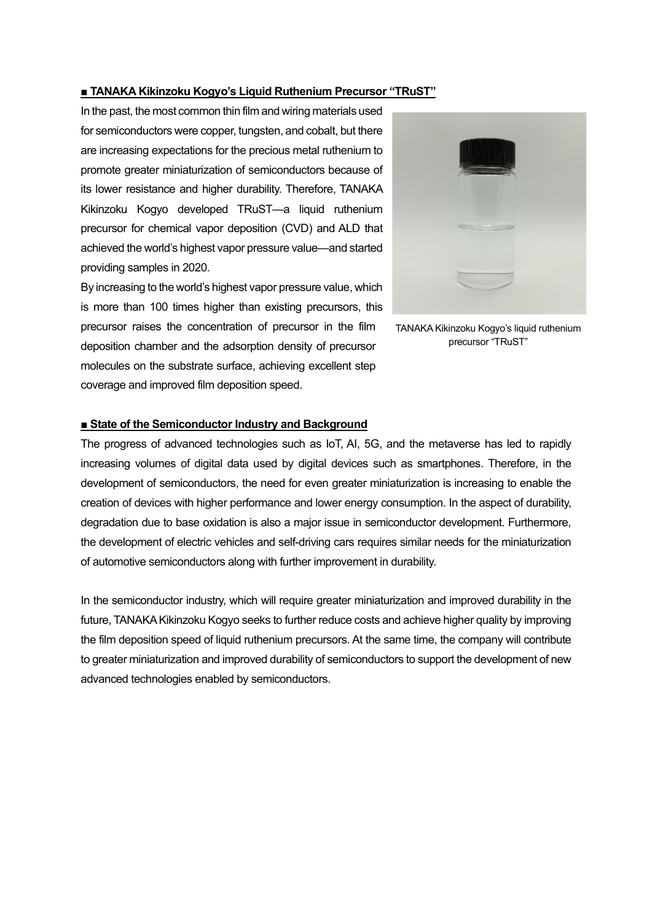## ■ TANAKA Kikinzoku Kogyo's Liquid Ruthenium Precursor "TRuST"

In the past, the most common thin film and wiring materials used for semiconductors were copper, tungsten, and cobalt, but there are increasing expectations for the precious metal ruthenium to promote greater miniaturization of semiconductors because of its lower resistance and higher durability. Therefore, TANAKA Kikinzoku Kogyo developed TRuST—a liquid ruthenium precursor for chemical vapor deposition (CVD) and ALD that achieved the world's highest vapor pressure value—and started providing samples in 2020.

By increasing to the world's highest vapor pressure value, which is more than 100 times higher than existing precursors, this precursor raises the concentration of precursor in the film deposition chamber and the adsorption density of precursor molecules on the substrate surface, achieving excellent step coverage and improved film deposition speed.

TANAKA Kikinzoku Kogyo's liquid ruthenium precursor "TRuST"

## ■ State of the Semiconductor Industry and Background

The progress of advanced technologies such as IoT, AI, 5G, and the metaverse has led to rapidly increasing volumes of digital data used by digital devices such as smartphones. Therefore, in the development of semiconductors, the need for even greater miniaturization is increasing to enable the creation of devices with higher performance and lower energy consumption. In the aspect of durability, degradation due to base oxidation is also a major issue in semiconductor development. Furthermore, the development of electric vehicles and self-driving cars requires similar needs for the miniaturization of automotive semiconductors along with further improvement in durability.

In the semiconductor industry, which will require greater miniaturization and improved durability in the future, TANAKA Kikinzoku Kogyo seeks to further reduce costs and achieve higher quality by improving the film deposition speed of liquid ruthenium precursors. At the same time, the company will contribute to greater miniaturization and improved durability of semiconductors to support the development of new advanced technologies enabled by semiconductors.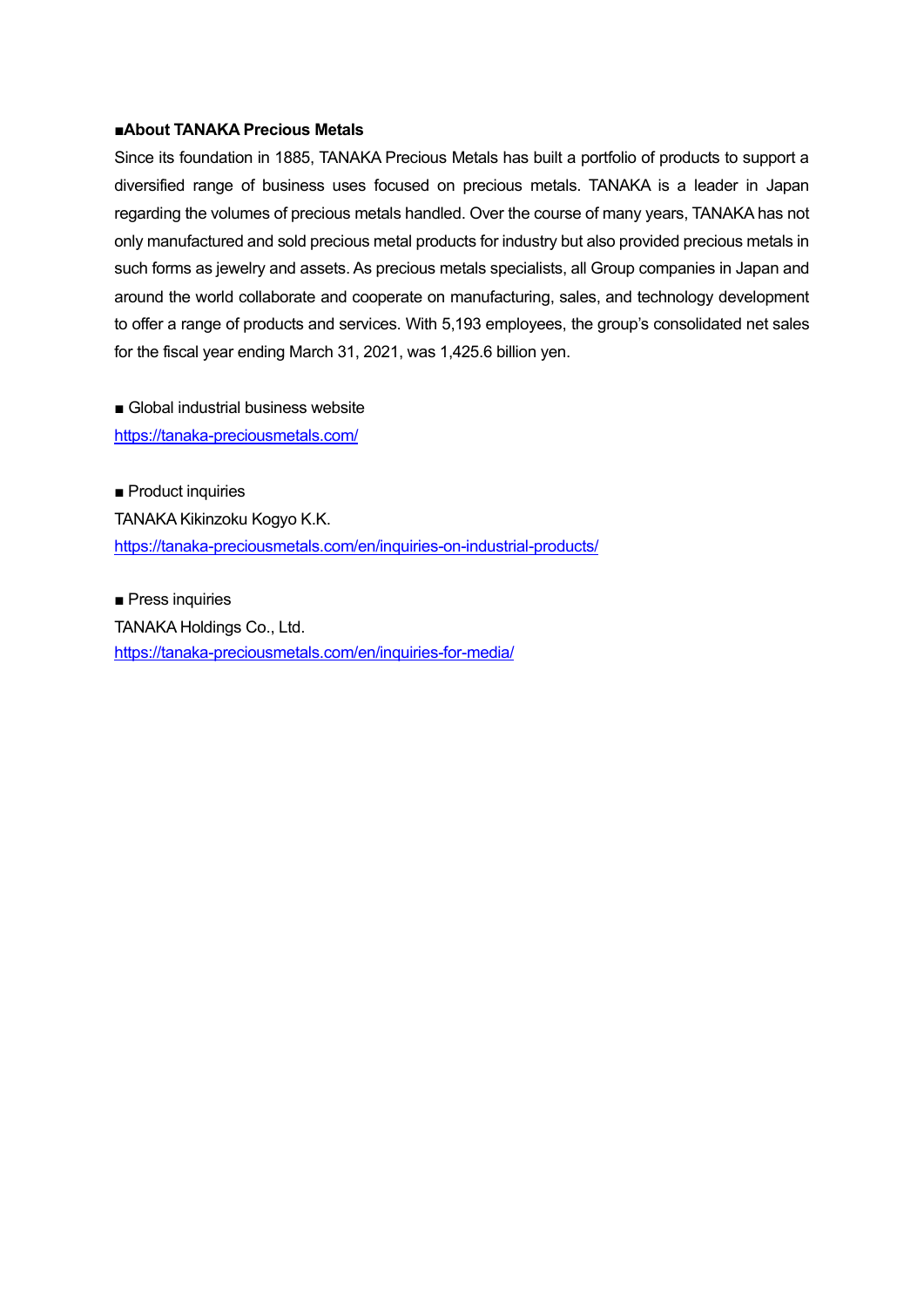**■About TANAKA Precious Metals**

Since its foundation in 1885, TANAKA Precious Metals has built a portfolio of products to support a diversified range of business uses focused on precious metals. TANAKA is a leader in Japan regarding the volumes of precious metals handled. Over the course of many years, TANAKA has not only manufactured and sold precious metal products for industry but also provided precious metals in such forms as jewelry and assets. As precious metals specialists, all Group companies in Japan and around the world collaborate and cooperate on manufacturing, sales, and technology development to offer a range of products and services. With 5,193 employees, the group's consolidated net sales for the fiscal year ending March 31, 2021, was 1,425.6 billion yen.

■ Global industrial business website
https://tanaka-preciousmetals.com/

■ Product inquiries
TANAKA Kikinzoku Kogyo K.K.
https://tanaka-preciousmetals.com/en/inquiries-on-industrial-products/

■ Press inquiries
TANAKA Holdings Co., Ltd.
https://tanaka-preciousmetals.com/en/inquiries-for-media/